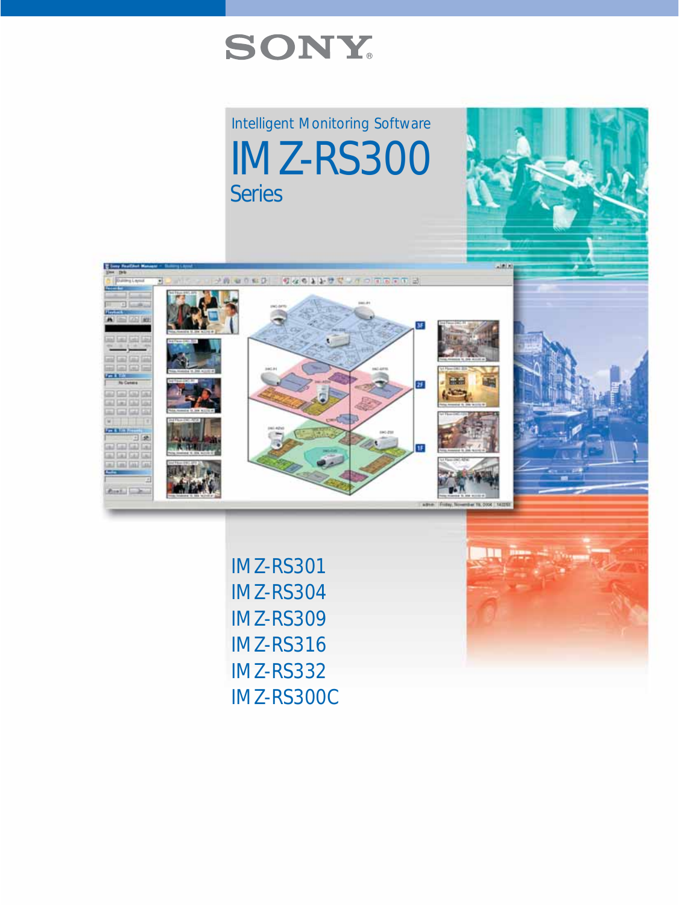SONY

Intelligent Monitoring Software

# IMZ-RS300 Series

IMZ-RS301
IMZ-RS304
IMZ-RS309
IMZ-RS316
IMZ-RS332
IMZ-RS300C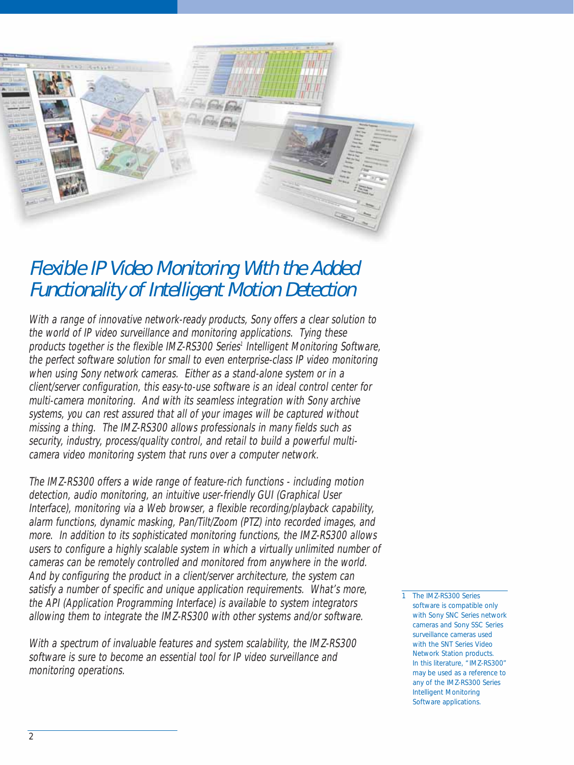# *Flexible IP Video Monitoring With the Added Functionality of Intelligent Motion Detection*

*With a range of innovative network-ready products, Sony offers a clear solution to the world of IP video surveillance and monitoring applications. Tying these products together is the flexible IMZ-RS300 Series[1] Intelligent Monitoring Software, the perfect software solution for small to even enterprise-class IP video monitoring when using Sony network cameras. Either as a stand-alone system or in a client/server configuration, this easy-to-use software is an ideal control center for multi-camera monitoring. And with its seamless integration with Sony archive systems, you can rest assured that all of your images will be captured without missing a thing. The IMZ-RS300 allows professionals in many fields such as security, industry, process/quality control, and retail to build a powerful multi-camera video monitoring system that runs over a computer network.*

*The IMZ-RS300 offers a wide range of feature-rich functions - including motion detection, audio monitoring, an intuitive user-friendly GUI (Graphical User Interface), monitoring via a Web browser, a flexible recording/playback capability, alarm functions, dynamic masking, Pan/Tilt/Zoom (PTZ) into recorded images, and more. In addition to its sophisticated monitoring functions, the IMZ-RS300 allows users to configure a highly scalable system in which a virtually unlimited number of cameras can be remotely controlled and monitored from anywhere in the world. And by configuring the product in a client/server architecture, the system can satisfy a number of specific and unique application requirements. What's more, the API (Application Programming Interface) is available to system integrators allowing them to integrate the IMZ-RS300 with other systems and/or software.*

*With a spectrum of invaluable features and system scalability, the IMZ-RS300 software is sure to become an essential tool for IP video surveillance and monitoring operations.*

1 The IMZ-RS300 Series software is compatible only with Sony SNC Series network cameras and Sony SSC Series surveillance cameras used with the SNT Series Video Network Station products. In this literature, "IMZ-RS300" may be used as a reference to any of the IMZ-RS300 Series Intelligent Monitoring Software applications.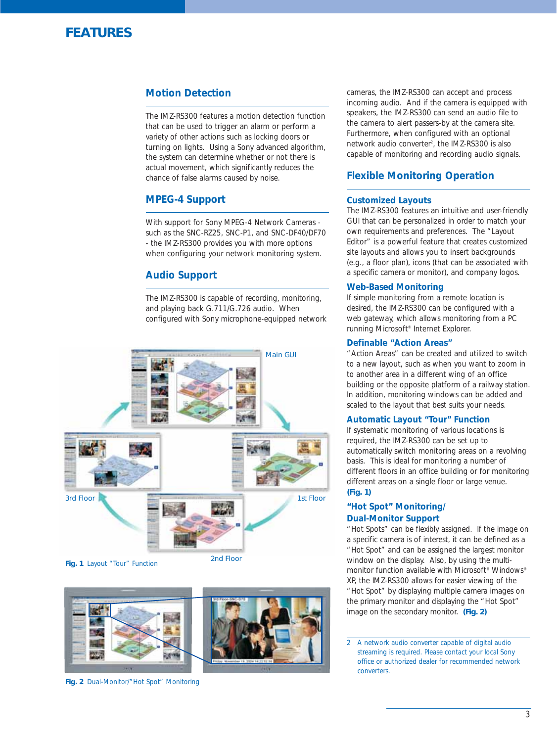# FEATURES

## Motion Detection

The IMZ-RS300 features a motion detection function that can be used to trigger an alarm or perform a variety of other actions such as locking doors or turning on lights. Using a Sony advanced algorithm, the system can determine whether or not there is actual movement, which significantly reduces the chance of false alarms caused by noise.

## MPEG-4 Support

With support for Sony MPEG-4 Network Cameras - such as the SNC-RZ25, SNC-P1, and SNC-DF40/DF70 - the IMZ-RS300 provides you with more options when configuring your network monitoring system.

## Audio Support

The IMZ-RS300 is capable of recording, monitoring, and playing back G.711/G.726 audio. When configured with Sony microphone-equipped network cameras, the IMZ-RS300 can accept and process incoming audio. And if the camera is equipped with speakers, the IMZ-RS300 can send an audio file to the camera to alert passers-by at the camera site. Furthermore, when configured with an optional network audio converter[2], the IMZ-RS300 is also capable of monitoring and recording audio signals.

Main GUI

3rd Floor

1st Floor

2nd Floor

**Fig. 1** Layout "Tour" Function

**Fig. 2** Dual-Monitor/"Hot Spot" Monitoring

## Flexible Monitoring Operation

### Customized Layouts

The IMZ-RS300 features an intuitive and user-friendly GUI that can be personalized in order to match your own requirements and preferences. The "Layout Editor" is a powerful feature that creates customized site layouts and allows you to insert backgrounds (e.g., a floor plan), icons (that can be associated with a specific camera or monitor), and company logos.

### Web-Based Monitoring

If simple monitoring from a remote location is desired, the IMZ-RS300 can be configured with a web gateway, which allows monitoring from a PC running Microsoft® Internet Explorer.

### Definable "Action Areas"

"Action Areas" can be created and utilized to switch to a new layout, such as when you want to zoom in to another area in a different wing of an office building or the opposite platform of a railway station. In addition, monitoring windows can be added and scaled to the layout that best suits your needs.

### Automatic Layout "Tour" Function

If systematic monitoring of various locations is required, the IMZ-RS300 can be set up to automatically switch monitoring areas on a revolving basis. This is ideal for monitoring a number of different floors in an office building or for monitoring different areas on a single floor or large venue. **(Fig. 1)**

### "Hot Spot" Monitoring/ Dual-Monitor Support

"Hot Spots" can be flexibly assigned. If the image on a specific camera is of interest, it can be defined as a "Hot Spot" and can be assigned the largest monitor window on the display. Also, by using the multi-monitor function available with Microsoft® Windows® XP, the IMZ-RS300 allows for easier viewing of the "Hot Spot" by displaying multiple camera images on the primary monitor and displaying the "Hot Spot" image on the secondary monitor. **(Fig. 2)**

2 A network audio converter capable of digital audio streaming is required. Please contact your local Sony office or authorized dealer for recommended network converters.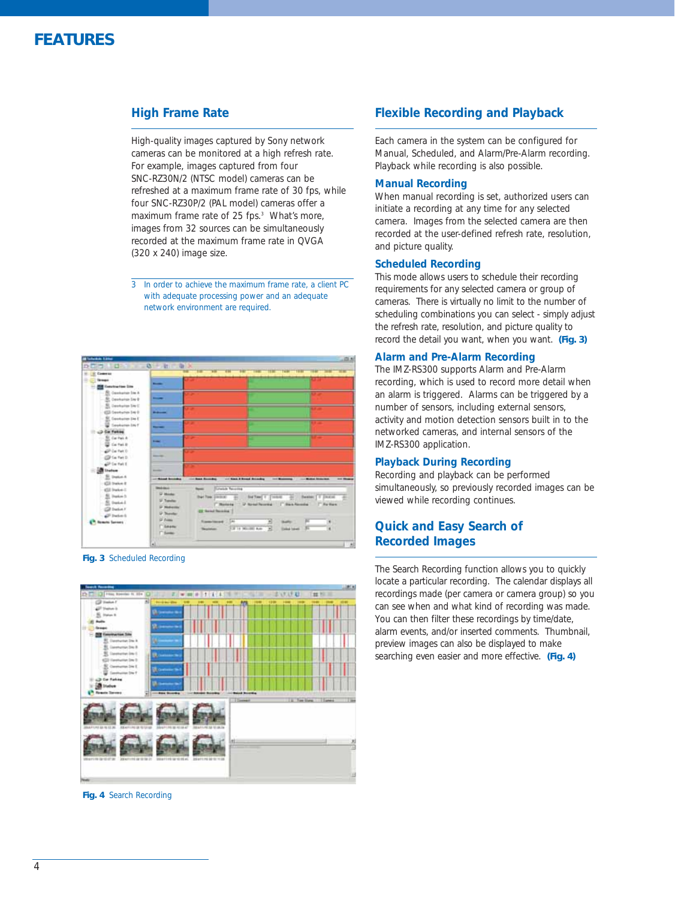# FEATURES

## High Frame Rate

High-quality images captured by Sony network cameras can be monitored at a high refresh rate. For example, images captured from four SNC-RZ30N/2 (NTSC model) cameras can be refreshed at a maximum frame rate of 30 fps, while four SNC-RZ30P/2 (PAL model) cameras offer a maximum frame rate of 25 fps.[3] What's more, images from 32 sources can be simultaneously recorded at the maximum frame rate in QVGA (320 x 240) image size.

3 In order to achieve the maximum frame rate, a client PC with adequate processing power and an adequate network environment are required.

**Fig. 3** Scheduled Recording

**Fig. 4** Search Recording

## Flexible Recording and Playback

Each camera in the system can be configured for Manual, Scheduled, and Alarm/Pre-Alarm recording. Playback while recording is also possible.

### Manual Recording

When manual recording is set, authorized users can initiate a recording at any time for any selected camera. Images from the selected camera are then recorded at the user-defined refresh rate, resolution, and picture quality.

### Scheduled Recording

This mode allows users to schedule their recording requirements for any selected camera or group of cameras. There is virtually no limit to the number of scheduling combinations you can select - simply adjust the refresh rate, resolution, and picture quality to record the detail you want, when you want. **(Fig. 3)**

### Alarm and Pre-Alarm Recording

The IMZ-RS300 supports Alarm and Pre-Alarm recording, which is used to record more detail when an alarm is triggered. Alarms can be triggered by a number of sensors, including external sensors, activity and motion detection sensors built in to the networked cameras, and internal sensors of the IMZ-RS300 application.

### Playback During Recording

Recording and playback can be performed simultaneously, so previously recorded images can be viewed while recording continues.

## Quick and Easy Search of Recorded Images

The Search Recording function allows you to quickly locate a particular recording. The calendar displays all recordings made (per camera or camera group) so you can see when and what kind of recording was made. You can then filter these recordings by time/date, alarm events, and/or inserted comments. Thumbnail, preview images can also be displayed to make searching even easier and more effective. **(Fig. 4)**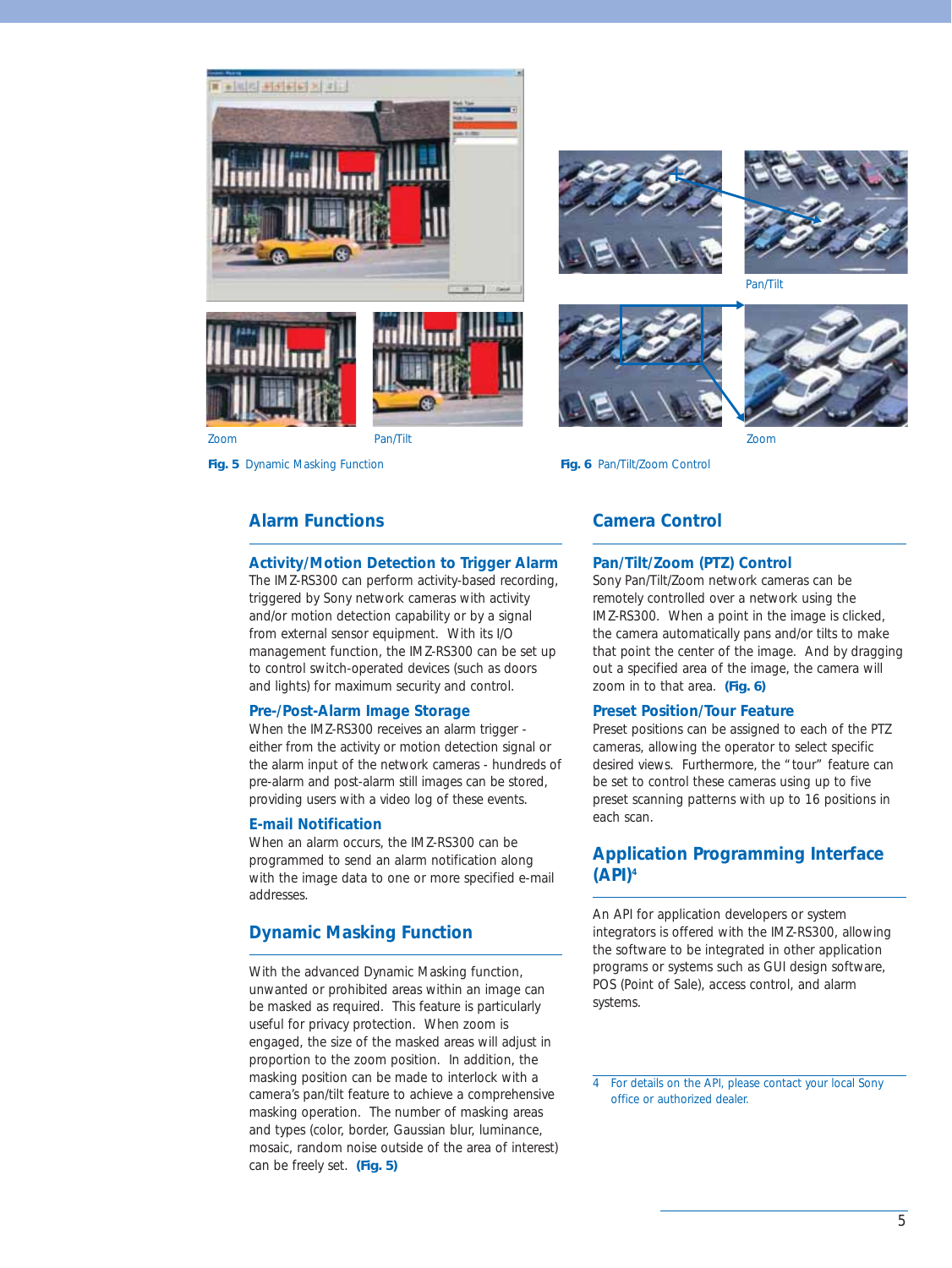Zoom

Pan/Tilt

**Fig. 5** Dynamic Masking Function

Pan/Tilt

Zoom

**Fig. 6** Pan/Tilt/Zoom Control

## Alarm Functions

### Activity/Motion Detection to Trigger Alarm

The IMZ-RS300 can perform activity-based recording, triggered by Sony network cameras with activity and/or motion detection capability or by a signal from external sensor equipment. With its I/O management function, the IMZ-RS300 can be set up to control switch-operated devices (such as doors and lights) for maximum security and control.

### Pre-/Post-Alarm Image Storage

When the IMZ-RS300 receives an alarm trigger - either from the activity or motion detection signal or the alarm input of the network cameras - hundreds of pre-alarm and post-alarm still images can be stored, providing users with a video log of these events.

### E-mail Notification

When an alarm occurs, the IMZ-RS300 can be programmed to send an alarm notification along with the image data to one or more specified e-mail addresses.

## Dynamic Masking Function

With the advanced Dynamic Masking function, unwanted or prohibited areas within an image can be masked as required. This feature is particularly useful for privacy protection. When zoom is engaged, the size of the masked areas will adjust in proportion to the zoom position. In addition, the masking position can be made to interlock with a camera's pan/tilt feature to achieve a comprehensive masking operation. The number of masking areas and types (color, border, Gaussian blur, luminance, mosaic, random noise outside of the area of interest) can be freely set. **(Fig. 5)**

## Camera Control

### Pan/Tilt/Zoom (PTZ) Control

Sony Pan/Tilt/Zoom network cameras can be remotely controlled over a network using the IMZ-RS300. When a point in the image is clicked, the camera automatically pans and/or tilts to make that point the center of the image. And by dragging out a specified area of the image, the camera will zoom in to that area. **(Fig. 6)**

### Preset Position/Tour Feature

Preset positions can be assigned to each of the PTZ cameras, allowing the operator to select specific desired views. Furthermore, the "tour" feature can be set to control these cameras using up to five preset scanning patterns with up to 16 positions in each scan.

## Application Programming Interface (API)[4]

An API for application developers or system integrators is offered with the IMZ-RS300, allowing the software to be integrated in other application programs or systems such as GUI design software, POS (Point of Sale), access control, and alarm systems.

4 For details on the API, please contact your local Sony office or authorized dealer.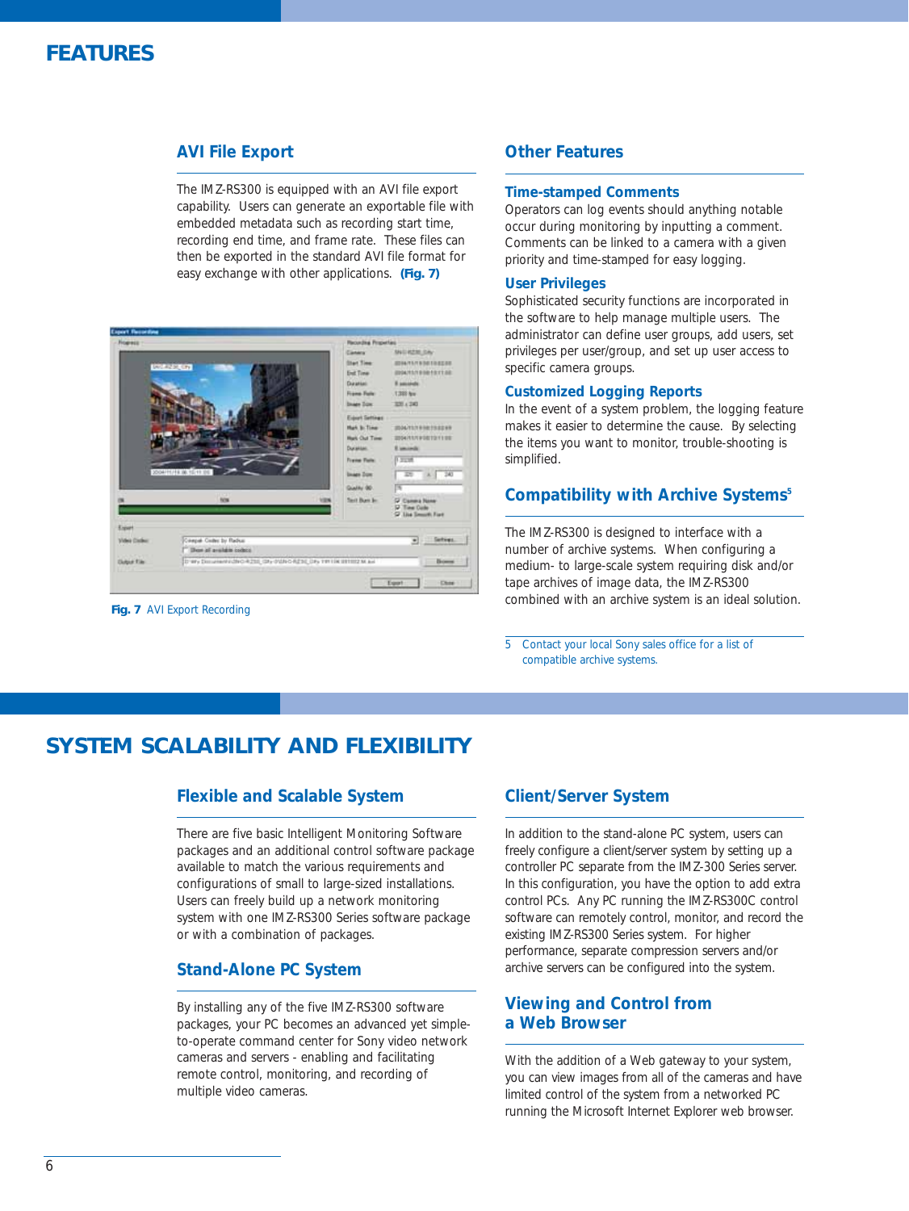# FEATURES

## AVI File Export

The IMZ-RS300 is equipped with an AVI file export capability. Users can generate an exportable file with embedded metadata such as recording start time, recording end time, and frame rate. These files can then be exported in the standard AVI file format for easy exchange with other applications. **(Fig. 7)**

**Fig. 7** AVI Export Recording

## Other Features

### Time-stamped Comments

Operators can log events should anything notable occur during monitoring by inputting a comment. Comments can be linked to a camera with a given priority and time-stamped for easy logging.

### User Privileges

Sophisticated security functions are incorporated in the software to help manage multiple users. The administrator can define user groups, add users, set privileges per user/group, and set up user access to specific camera groups.

### Customized Logging Reports

In the event of a system problem, the logging feature makes it easier to determine the cause. By selecting the items you want to monitor, trouble-shooting is simplified.

## Compatibility with Archive Systems[5]

The IMZ-RS300 is designed to interface with a number of archive systems. When configuring a medium- to large-scale system requiring disk and/or tape archives of image data, the IMZ-RS300 combined with an archive system is an ideal solution.

5 Contact your local Sony sales office for a list of compatible archive systems.

# SYSTEM SCALABILITY AND FLEXIBILITY

## Flexible and Scalable System

There are five basic Intelligent Monitoring Software packages and an additional control software package available to match the various requirements and configurations of small to large-sized installations. Users can freely build up a network monitoring system with one IMZ-RS300 Series software package or with a combination of packages.

## Stand-Alone PC System

By installing any of the five IMZ-RS300 software packages, your PC becomes an advanced yet simple-to-operate command center for Sony video network cameras and servers - enabling and facilitating remote control, monitoring, and recording of multiple video cameras.

## Client/Server System

In addition to the stand-alone PC system, users can freely configure a client/server system by setting up a controller PC separate from the IMZ-300 Series server. In this configuration, you have the option to add extra control PCs. Any PC running the IMZ-RS300C control software can remotely control, monitor, and record the existing IMZ-RS300 Series system. For higher performance, separate compression servers and/or archive servers can be configured into the system.

## Viewing and Control from a Web Browser

With the addition of a Web gateway to your system, you can view images from all of the cameras and have limited control of the system from a networked PC running the Microsoft Internet Explorer web browser.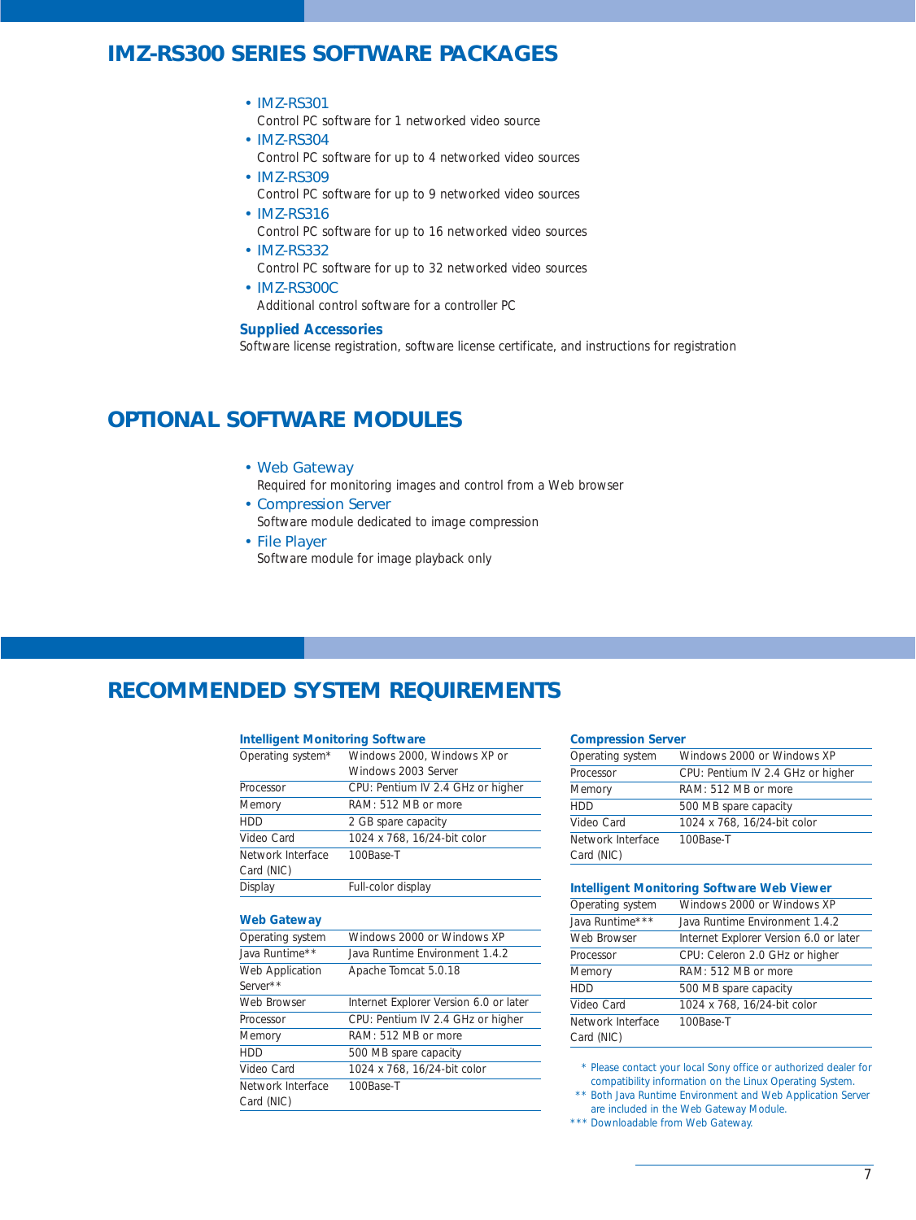## IMZ-RS300 SERIES SOFTWARE PACKAGES

- **IMZ-RS301**
  Control PC software for 1 networked video source
- **IMZ-RS304**
  Control PC software for up to 4 networked video sources
- **IMZ-RS309**
  Control PC software for up to 9 networked video sources
- **IMZ-RS316**
  Control PC software for up to 16 networked video sources
- **IMZ-RS332**
  Control PC software for up to 32 networked video sources
- **IMZ-RS300C**
  Additional control software for a controller PC

### Supplied Accessories

Software license registration, software license certificate, and instructions for registration

## OPTIONAL SOFTWARE MODULES

- **Web Gateway**
  Required for monitoring images and control from a Web browser
- **Compression Server**
  Software module dedicated to image compression
- **File Player**
  Software module for image playback only

## RECOMMENDED SYSTEM REQUIREMENTS

### Intelligent Monitoring Software

| | |
|---|---|
| Operating system* | Windows 2000, Windows XP or Windows 2003 Server |
| Processor | CPU: Pentium IV 2.4 GHz or higher |
| Memory | RAM: 512 MB or more |
| HDD | 2 GB spare capacity |
| Video Card | 1024 x 768, 16/24-bit color |
| Network Interface Card (NIC) | 100Base-T |
| Display | Full-color display |

### Web Gateway

| | |
|---|---|
| Operating system | Windows 2000 or Windows XP |
| Java Runtime** | Java Runtime Environment 1.4.2 |
| Web Application Server** | Apache Tomcat 5.0.18 |
| Web Browser | Internet Explorer Version 6.0 or later |
| Processor | CPU: Pentium IV 2.4 GHz or higher |
| Memory | RAM: 512 MB or more |
| HDD | 500 MB spare capacity |
| Video Card | 1024 x 768, 16/24-bit color |
| Network Interface Card (NIC) | 100Base-T |

### Compression Server

| | |
|---|---|
| Operating system | Windows 2000 or Windows XP |
| Processor | CPU: Pentium IV 2.4 GHz or higher |
| Memory | RAM: 512 MB or more |
| HDD | 500 MB spare capacity |
| Video Card | 1024 x 768, 16/24-bit color |
| Network Interface Card (NIC) | 100Base-T |

### Intelligent Monitoring Software Web Viewer

| | |
|---|---|
| Operating system | Windows 2000 or Windows XP |
| Java Runtime*** | Java Runtime Environment 1.4.2 |
| Web Browser | Internet Explorer Version 6.0 or later |
| Processor | CPU: Celeron 2.0 GHz or higher |
| Memory | RAM: 512 MB or more |
| HDD | 500 MB spare capacity |
| Video Card | 1024 x 768, 16/24-bit color |
| Network Interface Card (NIC) | 100Base-T |

\* Please contact your local Sony office or authorized dealer for compatibility information on the Linux Operating System.
** Both Java Runtime Environment and Web Application Server are included in the Web Gateway Module.
*** Downloadable from Web Gateway.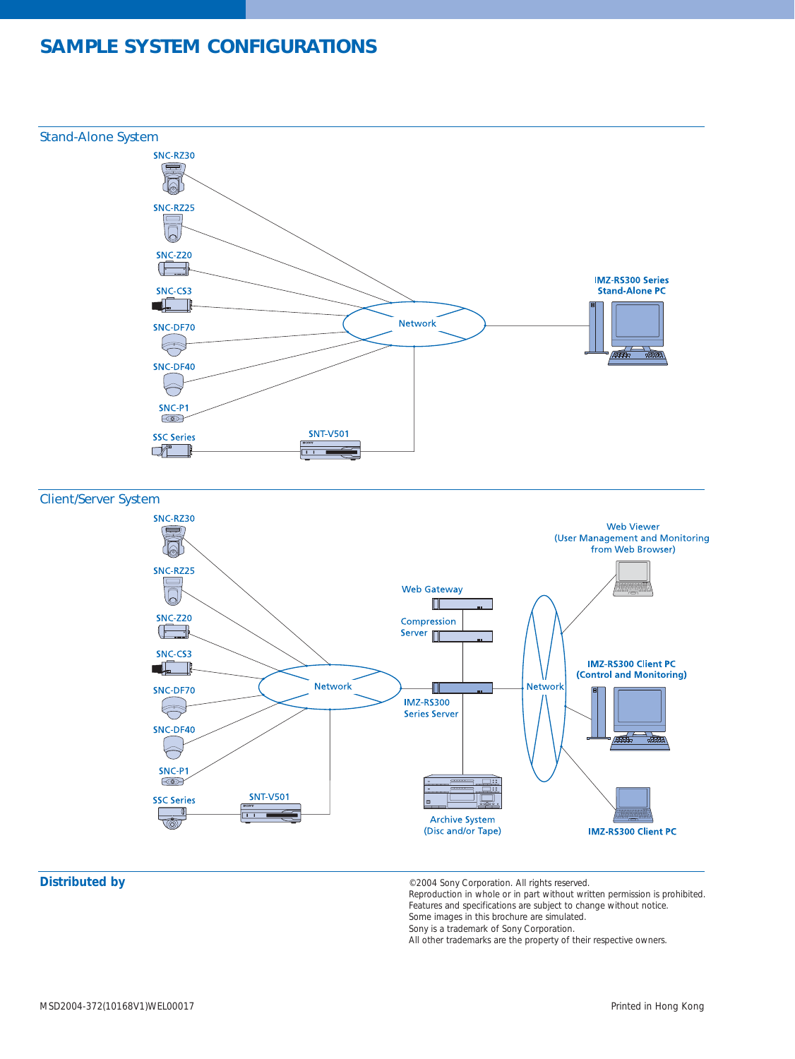# SAMPLE SYSTEM CONFIGURATIONS

## Stand-Alone System

SNC-RZ30

SNC-RZ25

SNC-Z20

SNC-CS3

SNC-DF70

SNC-DF40

SNC-P1

SSC Series

SNT-V501

Network

IMZ-RS300 Series
Stand-Alone PC

## Client/Server System

SNC-RZ30

SNC-RZ25

SNC-Z20

SNC-CS3

SNC-DF70

SNC-DF40

SNC-P1

SSC Series

SNT-V501

Network

Web Gateway

Compression Server

IMZ-RS300 Series Server

Archive System
(Disc and/or Tape)

Network

Web Viewer
(User Management and Monitoring from Web Browser)

IMZ-RS300 Client PC
(Control and Monitoring)

IMZ-RS300 Client PC

**Distributed by**

©2004 Sony Corporation. All rights reserved.
Reproduction in whole or in part without written permission is prohibited.
Features and specifications are subject to change without notice.
Some images in this brochure are simulated.
Sony is a trademark of Sony Corporation.
All other trademarks are the property of their respective owners.

MSD2004-372(10168V1)WEL00017

Printed in Hong Kong